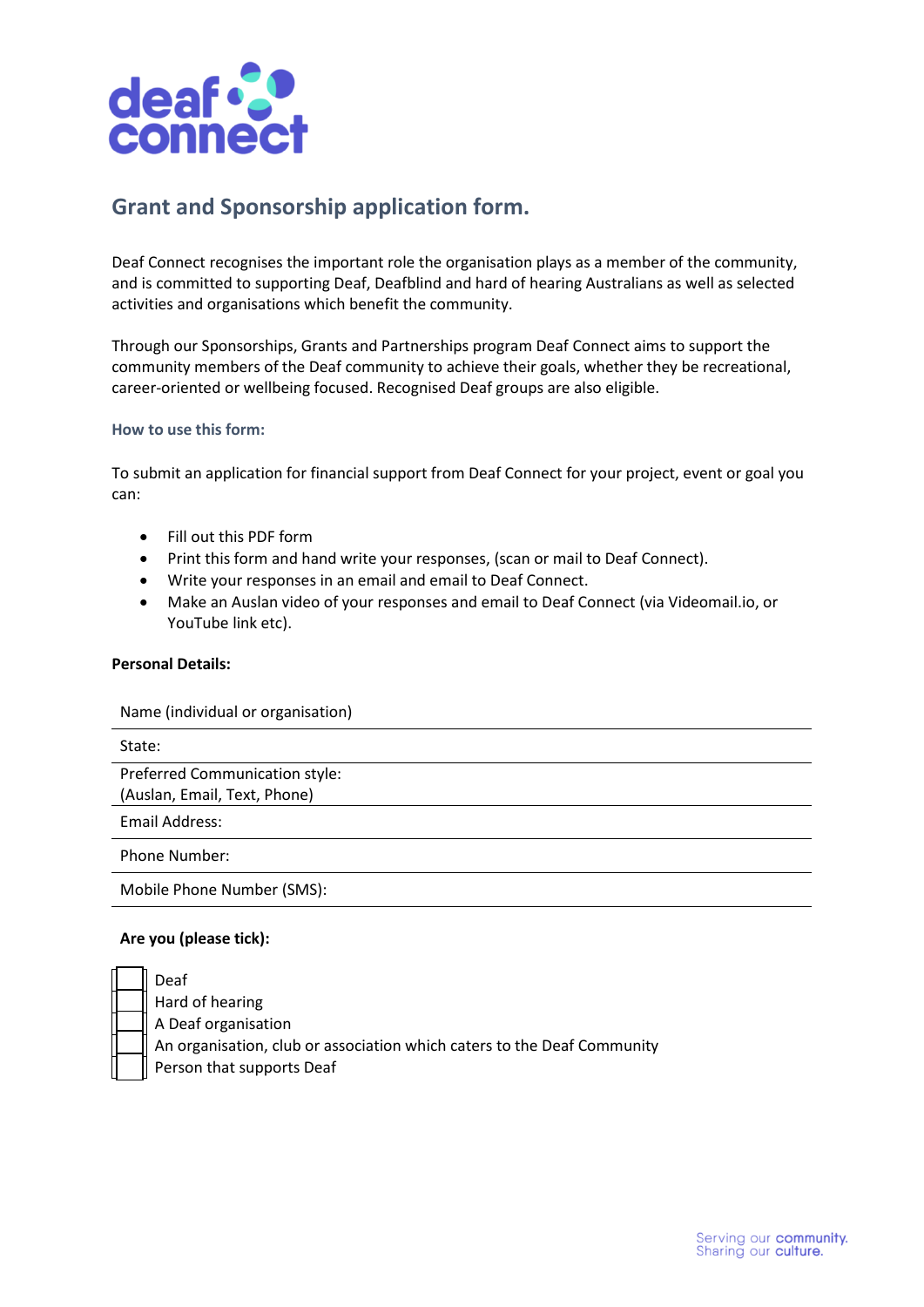deaf connect

## Grant and Sponsorship application form.

Deaf Connect recognises the important role the organisation plays as a member of the community, and is committed to supporting Deaf, Deafblind and hard of hearing Australians as well as selected activities and organisations which benefit the community.

Through our Sponsorships, Grants and Partnerships program Deaf Connect aims to support the community members of the Deaf community to achieve their goals, whether they be recreational, career-oriented or wellbeing focused. Recognised Deaf groups are also eligible.

### How to use this form:

To submit an application for financial support from Deaf Connect for your project, event or goal you can:

- Fill out this PDF form
- Print this form and hand write your responses, (scan or mail to Deaf Connect).
- Write your responses in an email and email to Deaf Connect.
- Make an Auslan video of your responses and email to Deaf Connect (via Videomail.io, or YouTube link etc).

**Personal Details:**

| | |
|---|---|
| Name (individual or organisation) | |
| State: | |
| Preferred Communication style: (Auslan, Email, Text, Phone) | |
| Email Address: | |
| Phone Number: | |
| Mobile Phone Number (SMS): | |

**Are you (please tick):**

- ☐ Deaf
- ☐ Hard of hearing
- ☐ A Deaf organisation
- ☐ An organisation, club or association which caters to the Deaf Community
- ☐ Person that supports Deaf

Serving our community.
Sharing our culture.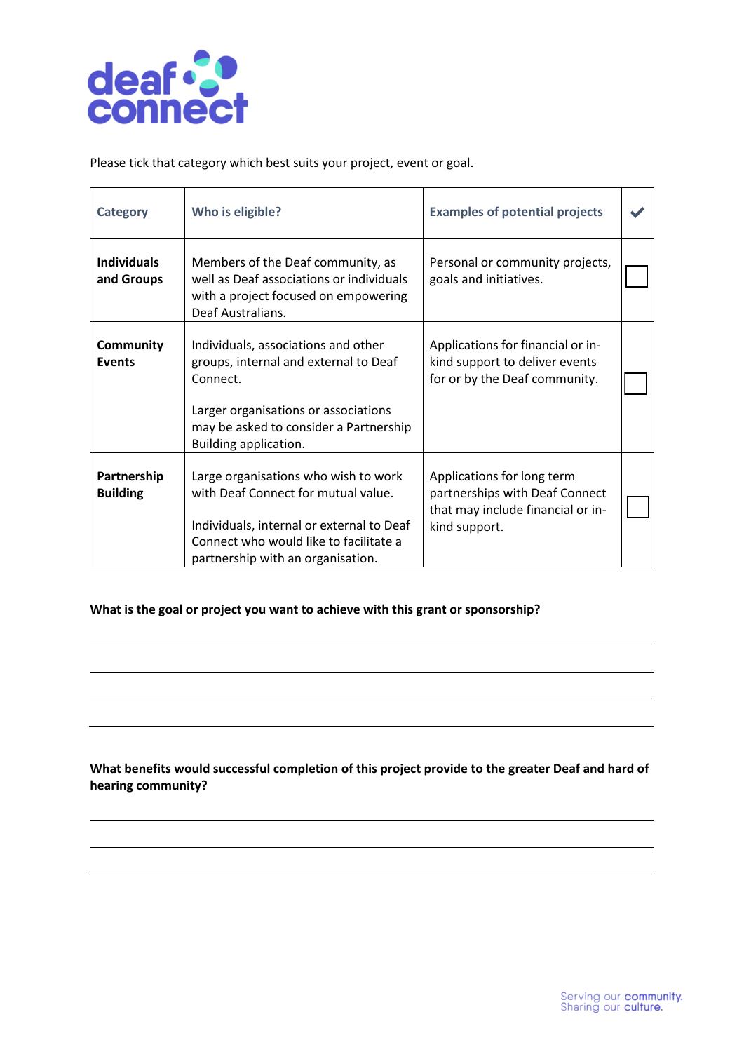Please tick that category which best suits your project, event or goal.

| Category | Who is eligible? | Examples of potential projects | ✔ |
|---|---|---|---|
| **Individuals and Groups** | Members of the Deaf community, as well as Deaf associations or individuals with a project focused on empowering Deaf Australians. | Personal or community projects, goals and initiatives. | ☐ |
| **Community Events** | Individuals, associations and other groups, internal and external to Deaf Connect.<br><br>Larger organisations or associations may be asked to consider a Partnership Building application. | Applications for financial or in-kind support to deliver events for or by the Deaf community. | ☐ |
| **Partnership Building** | Large organisations who wish to work with Deaf Connect for mutual value.<br><br>Individuals, internal or external to Deaf Connect who would like to facilitate a partnership with an organisation. | Applications for long term partnerships with Deaf Connect that may include financial or in-kind support. | ☐ |

**What is the goal or project you want to achieve with this grant or sponsorship?**

______________________________________________________________________

______________________________________________________________________

______________________________________________________________________

______________________________________________________________________

**What benefits would successful completion of this project provide to the greater Deaf and hard of hearing community?**

______________________________________________________________________

______________________________________________________________________

______________________________________________________________________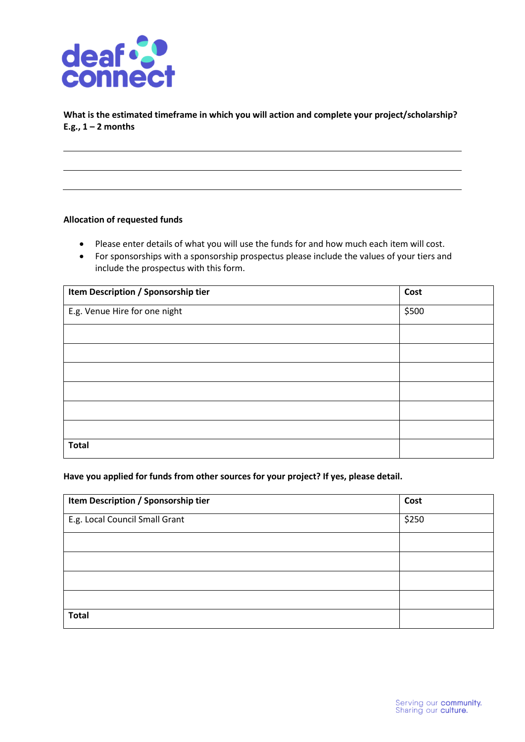**What is the estimated timeframe in which you will action and complete your project/scholarship? E.g., 1 – 2 months**

**Allocation of requested funds**

- Please enter details of what you will use the funds for and how much each item will cost.
- For sponsorships with a sponsorship prospectus please include the values of your tiers and include the prospectus with this form.

| Item Description / Sponsorship tier | Cost |
|---|---|
| E.g. Venue Hire for one night | $500 |
| | |
| | |
| | |
| | |
| | |
| | |
| **Total** | |

**Have you applied for funds from other sources for your project? If yes, please detail.**

| Item Description / Sponsorship tier | Cost |
|---|---|
| E.g. Local Council Small Grant | $250 |
| | |
| | |
| | |
| | |
| **Total** | |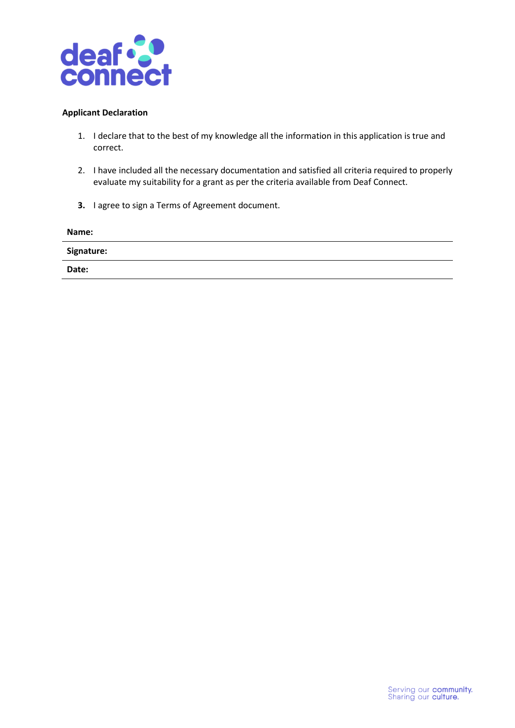**Applicant Declaration**

1. I declare that to the best of my knowledge all the information in this application is true and correct.

2. I have included all the necessary documentation and satisfied all criteria required to properly evaluate my suitability for a grant as per the criteria available from Deaf Connect.

3. I agree to sign a Terms of Agreement document.

| | |
|---|---|
| **Name:** | |
| **Signature:** | |
| **Date:** | |